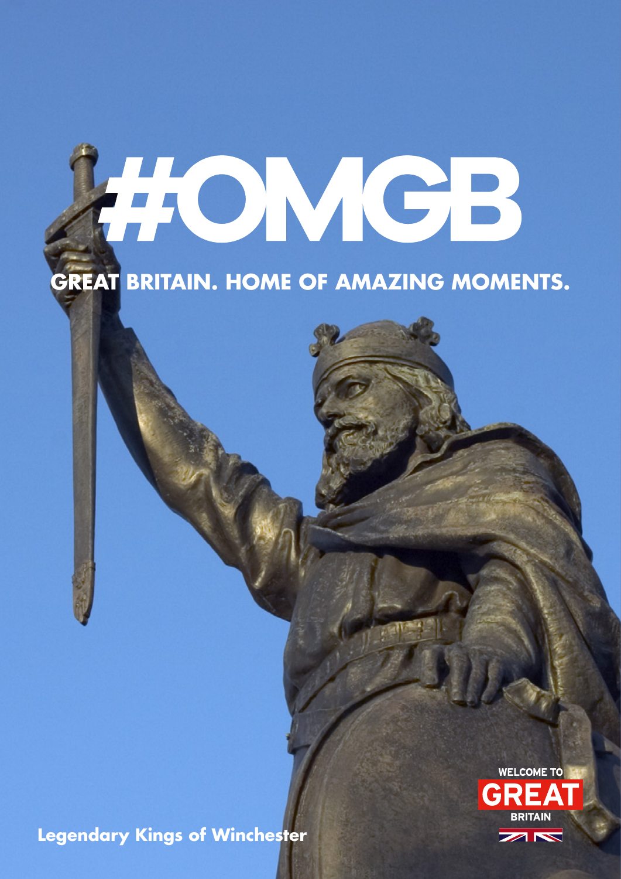# #OMGB

## GREAT BRITAIN. HOME OF AMAZING MOMENTS.

**Legendary Kings of Winchester**

WELCOME TO GREAT BRITAIN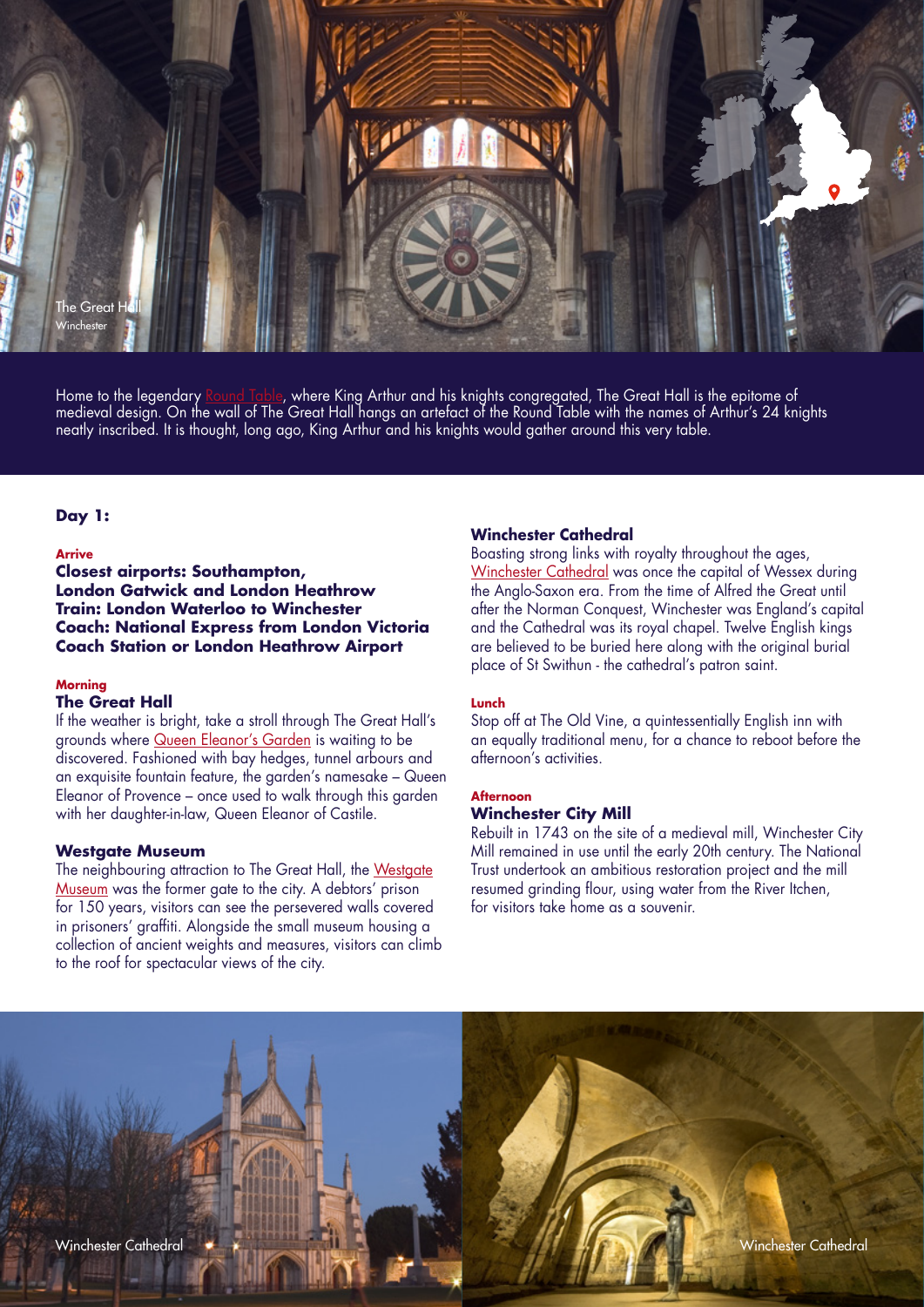The Great Hall
Winchester

Home to the legendary Round Table, where King Arthur and his knights congregated, The Great Hall is the epitome of medieval design. On the wall of The Great Hall hangs an artefact of the Round Table with the names of Arthur's 24 knights neatly inscribed. It is thought, long ago, King Arthur and his knights would gather around this very table.

## Day 1:

**Arrive**

**Closest airports: Southampton, London Gatwick and London Heathrow**
**Train: London Waterloo to Winchester**
**Coach: National Express from London Victoria Coach Station or London Heathrow Airport**

**Morning**

### The Great Hall

If the weather is bright, take a stroll through The Great Hall's grounds where Queen Eleanor's Garden is waiting to be discovered. Fashioned with bay hedges, tunnel arbours and an exquisite fountain feature, the garden's namesake – Queen Eleanor of Provence – once used to walk through this garden with her daughter-in-law, Queen Eleanor of Castile.

### Westgate Museum

The neighbouring attraction to The Great Hall, the Westgate Museum was the former gate to the city. A debtors' prison for 150 years, visitors can see the persevered walls covered in prisoners' graffiti. Alongside the small museum housing a collection of ancient weights and measures, visitors can climb to the roof for spectacular views of the city.

### Winchester Cathedral

Boasting strong links with royalty throughout the ages, Winchester Cathedral was once the capital of Wessex during the Anglo-Saxon era. From the time of Alfred the Great until after the Norman Conquest, Winchester was England's capital and the Cathedral was its royal chapel. Twelve English kings are believed to be buried here along with the original burial place of St Swithun - the cathedral's patron saint.

**Lunch**

Stop off at The Old Vine, a quintessentially English inn with an equally traditional menu, for a chance to reboot before the afternoon's activities.

**Afternoon**

### Winchester City Mill

Rebuilt in 1743 on the site of a medieval mill, Winchester City Mill remained in use until the early 20th century. The National Trust undertook an ambitious restoration project and the mill resumed grinding flour, using water from the River Itchen, for visitors take home as a souvenir.

Winchester Cathedral

Winchester Cathedral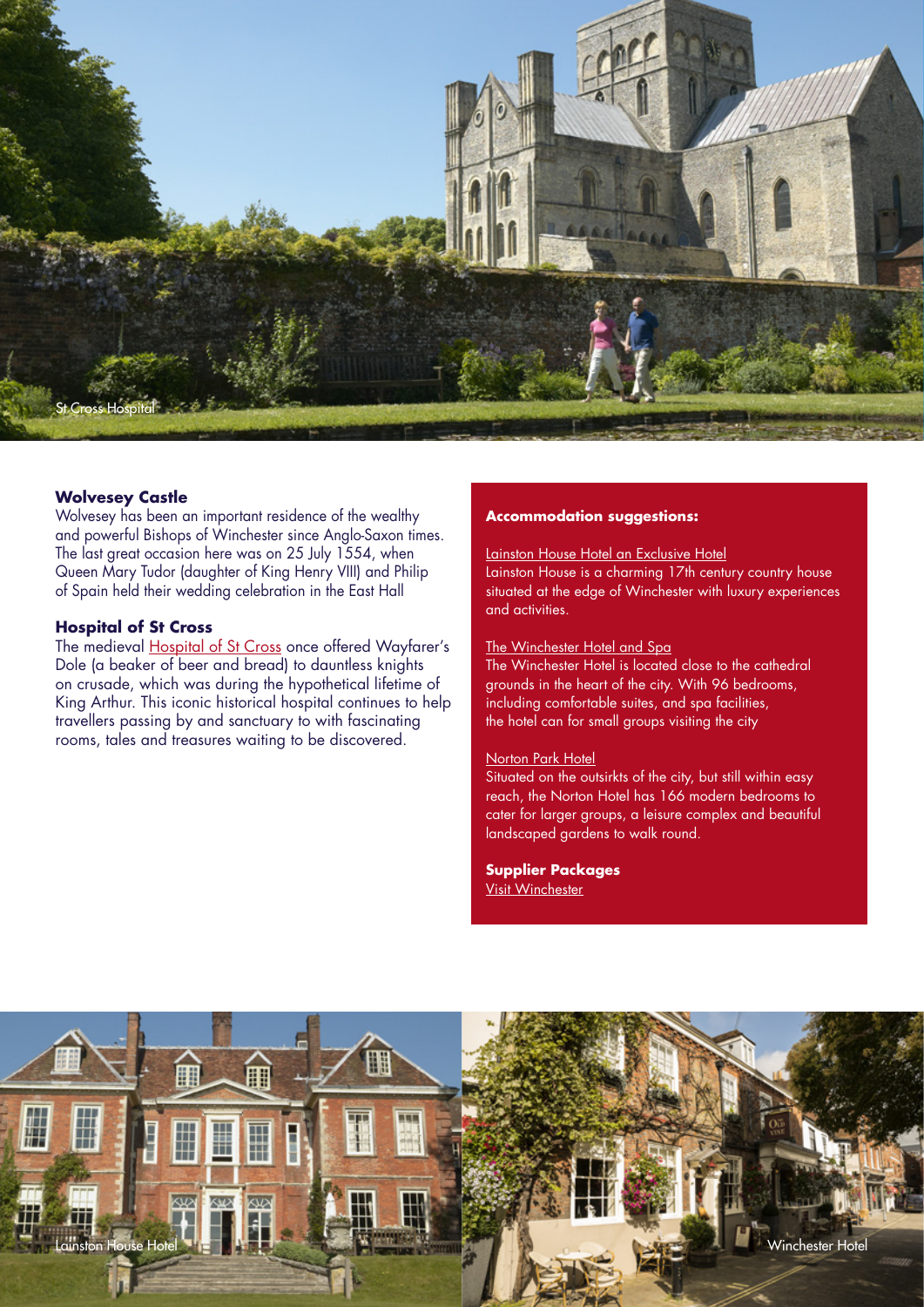St Cross Hospital

### Wolvesey Castle

Wolvesey has been an important residence of the wealthy and powerful Bishops of Winchester since Anglo-Saxon times. The last great occasion here was on 25 July 1554, when Queen Mary Tudor (daughter of King Henry VIII) and Philip of Spain held their wedding celebration in the East Hall

### Hospital of St Cross

The medieval Hospital of St Cross once offered Wayfarer's Dole (a beaker of beer and bread) to dauntless knights on crusade, which was during the hypothetical lifetime of King Arthur. This iconic historical hospital continues to help travellers passing by and sanctuary to with fascinating rooms, tales and treasures waiting to be discovered.

**Accommodation suggestions:**

Lainston House Hotel an Exclusive Hotel
Lainston House is a charming 17th century country house situated at the edge of Winchester with luxury experiences and activities.

The Winchester Hotel and Spa
The Winchester Hotel is located close to the cathedral grounds in the heart of the city. With 96 bedrooms, including comfortable suites, and spa facilities, the hotel can for small groups visiting the city

Norton Park Hotel
Situated on the outsirkts of the city, but still within easy reach, the Norton Hotel has 166 modern bedrooms to cater for larger groups, a leisure complex and beautiful landscaped gardens to walk round.

**Supplier Packages**
Visit Winchester

Lainston House Hotel

Winchester Hotel